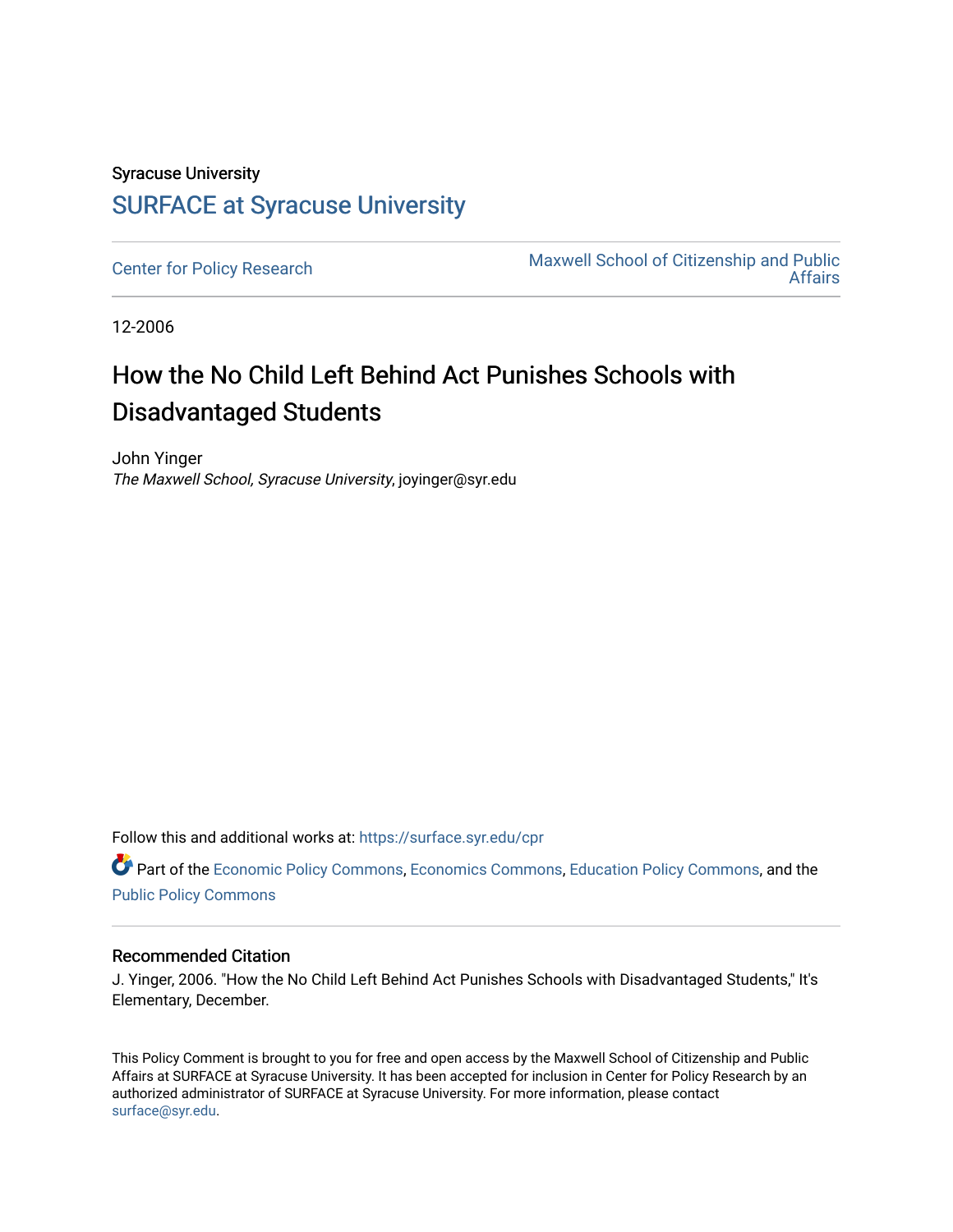Syracuse University

## SURFACE at Syracuse University

Center for Policy Research

Maxwell School of Citizenship and Public Affairs

12-2006

# How the No Child Left Behind Act Punishes Schools with Disadvantaged Students

John Yinger

*The Maxwell School, Syracuse University*, joyinger@syr.edu

Follow this and additional works at: https://surface.syr.edu/cpr

Part of the Economic Policy Commons, Economics Commons, Education Policy Commons, and the Public Policy Commons

### Recommended Citation

J. Yinger, 2006. "How the No Child Left Behind Act Punishes Schools with Disadvantaged Students," It's Elementary, December.

This Policy Comment is brought to you for free and open access by the Maxwell School of Citizenship and Public Affairs at SURFACE at Syracuse University. It has been accepted for inclusion in Center for Policy Research by an authorized administrator of SURFACE at Syracuse University. For more information, please contact surface@syr.edu.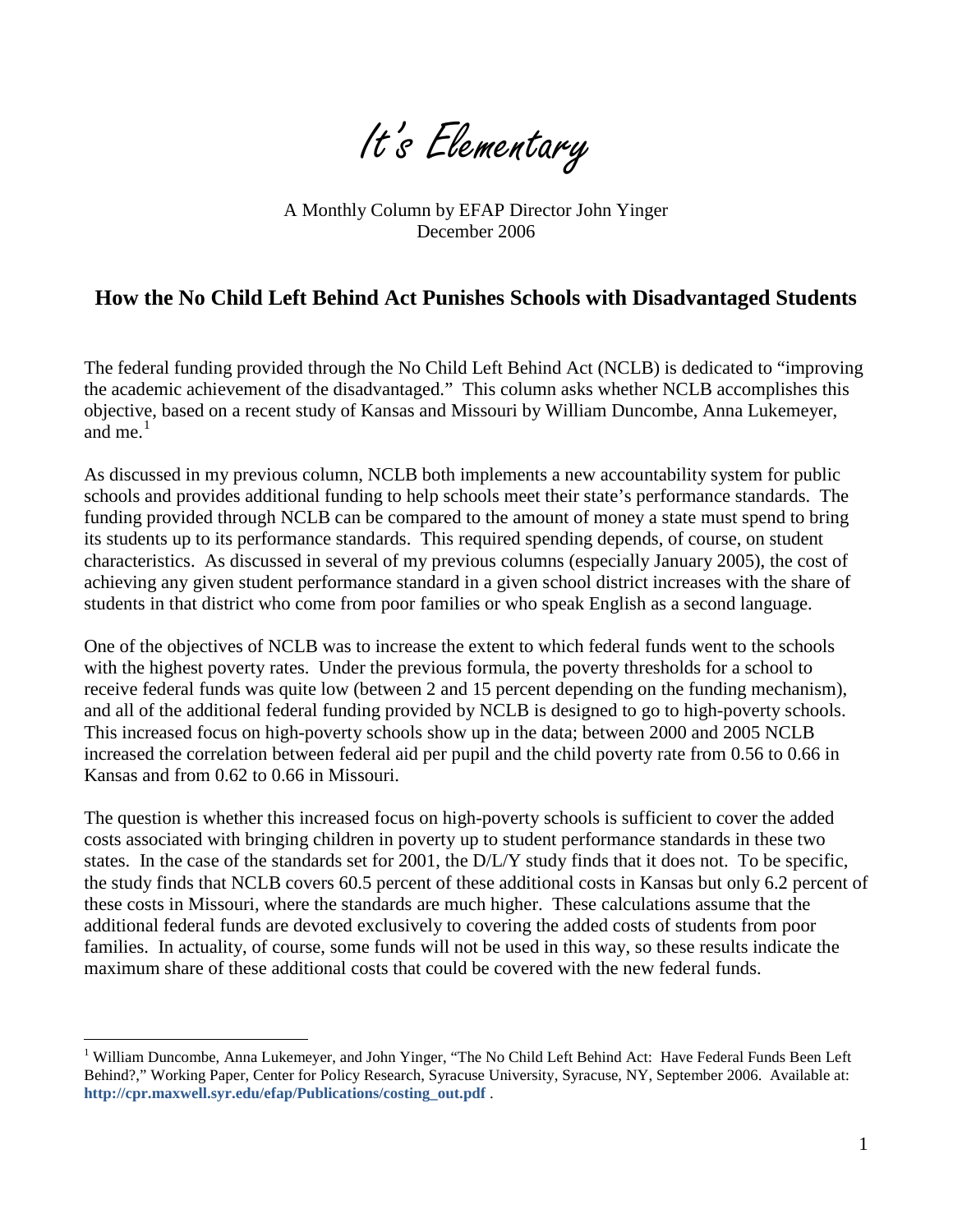# It's Elementary

A Monthly Column by EFAP Director John Yinger
December 2006

## How the No Child Left Behind Act Punishes Schools with Disadvantaged Students

The federal funding provided through the No Child Left Behind Act (NCLB) is dedicated to "improving the academic achievement of the disadvantaged." This column asks whether NCLB accomplishes this objective, based on a recent study of Kansas and Missouri by William Duncombe, Anna Lukemeyer, and me.[1]

As discussed in my previous column, NCLB both implements a new accountability system for public schools and provides additional funding to help schools meet their state's performance standards. The funding provided through NCLB can be compared to the amount of money a state must spend to bring its students up to its performance standards. This required spending depends, of course, on student characteristics. As discussed in several of my previous columns (especially January 2005), the cost of achieving any given student performance standard in a given school district increases with the share of students in that district who come from poor families or who speak English as a second language.

One of the objectives of NCLB was to increase the extent to which federal funds went to the schools with the highest poverty rates. Under the previous formula, the poverty thresholds for a school to receive federal funds was quite low (between 2 and 15 percent depending on the funding mechanism), and all of the additional federal funding provided by NCLB is designed to go to high-poverty schools. This increased focus on high-poverty schools show up in the data; between 2000 and 2005 NCLB increased the correlation between federal aid per pupil and the child poverty rate from 0.56 to 0.66 in Kansas and from 0.62 to 0.66 in Missouri.

The question is whether this increased focus on high-poverty schools is sufficient to cover the added costs associated with bringing children in poverty up to student performance standards in these two states. In the case of the standards set for 2001, the D/L/Y study finds that it does not. To be specific, the study finds that NCLB covers 60.5 percent of these additional costs in Kansas but only 6.2 percent of these costs in Missouri, where the standards are much higher. These calculations assume that the additional federal funds are devoted exclusively to covering the added costs of students from poor families. In actuality, of course, some funds will not be used in this way, so these results indicate the maximum share of these additional costs that could be covered with the new federal funds.

[1] William Duncombe, Anna Lukemeyer, and John Yinger, "The No Child Left Behind Act: Have Federal Funds Been Left Behind?," Working Paper, Center for Policy Research, Syracuse University, Syracuse, NY, September 2006. Available at: **http://cpr.maxwell.syr.edu/efap/Publications/costing_out.pdf** .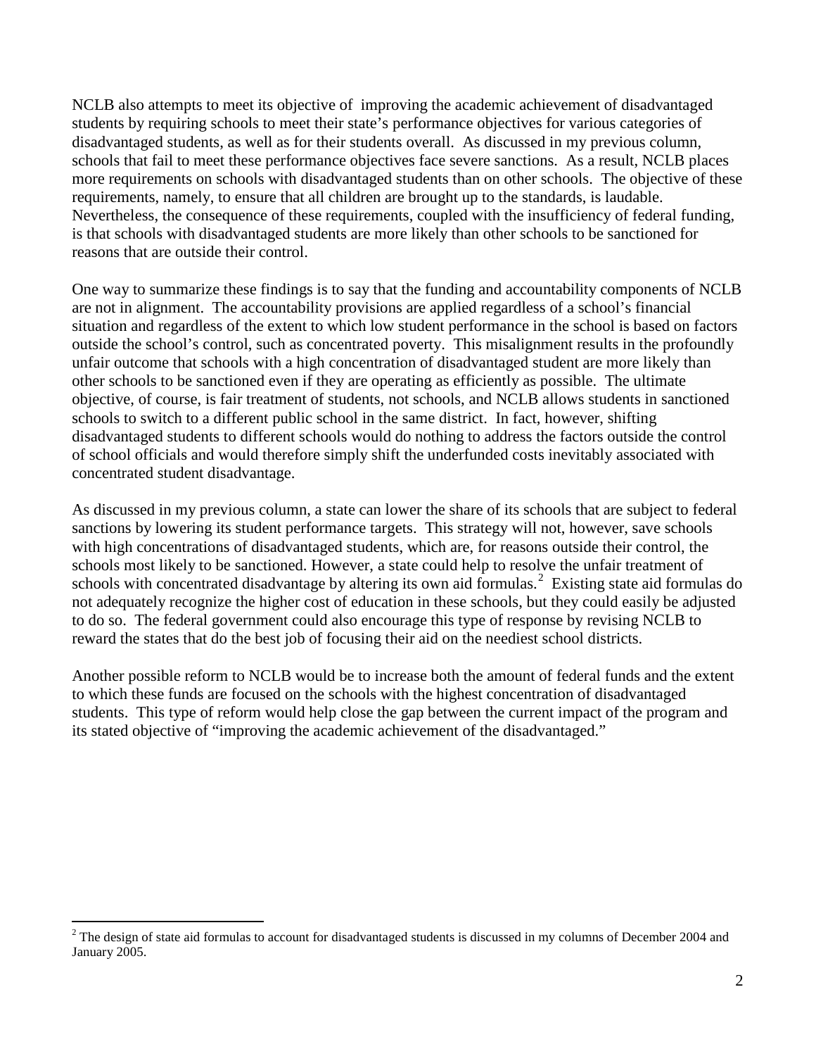NCLB also attempts to meet its objective of improving the academic achievement of disadvantaged students by requiring schools to meet their state's performance objectives for various categories of disadvantaged students, as well as for their students overall. As discussed in my previous column, schools that fail to meet these performance objectives face severe sanctions. As a result, NCLB places more requirements on schools with disadvantaged students than on other schools. The objective of these requirements, namely, to ensure that all children are brought up to the standards, is laudable. Nevertheless, the consequence of these requirements, coupled with the insufficiency of federal funding, is that schools with disadvantaged students are more likely than other schools to be sanctioned for reasons that are outside their control.

One way to summarize these findings is to say that the funding and accountability components of NCLB are not in alignment. The accountability provisions are applied regardless of a school's financial situation and regardless of the extent to which low student performance in the school is based on factors outside the school's control, such as concentrated poverty. This misalignment results in the profoundly unfair outcome that schools with a high concentration of disadvantaged student are more likely than other schools to be sanctioned even if they are operating as efficiently as possible. The ultimate objective, of course, is fair treatment of students, not schools, and NCLB allows students in sanctioned schools to switch to a different public school in the same district. In fact, however, shifting disadvantaged students to different schools would do nothing to address the factors outside the control of school officials and would therefore simply shift the underfunded costs inevitably associated with concentrated student disadvantage.

As discussed in my previous column, a state can lower the share of its schools that are subject to federal sanctions by lowering its student performance targets. This strategy will not, however, save schools with high concentrations of disadvantaged students, which are, for reasons outside their control, the schools most likely to be sanctioned. However, a state could help to resolve the unfair treatment of schools with concentrated disadvantage by altering its own aid formulas.[2] Existing state aid formulas do not adequately recognize the higher cost of education in these schools, but they could easily be adjusted to do so. The federal government could also encourage this type of response by revising NCLB to reward the states that do the best job of focusing their aid on the neediest school districts.

Another possible reform to NCLB would be to increase both the amount of federal funds and the extent to which these funds are focused on the schools with the highest concentration of disadvantaged students. This type of reform would help close the gap between the current impact of the program and its stated objective of "improving the academic achievement of the disadvantaged."

[2] The design of state aid formulas to account for disadvantaged students is discussed in my columns of December 2004 and January 2005.